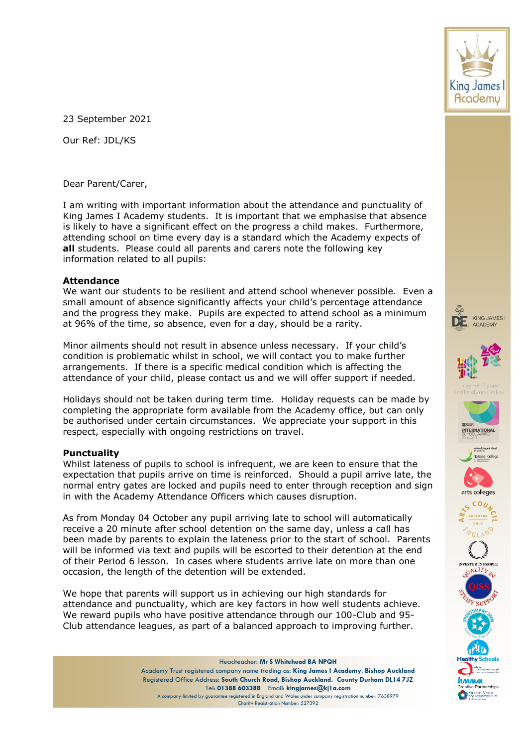23 September 2021

Our Ref: JDL/KS

Dear Parent/Carer,

I am writing with important information about the attendance and punctuality of King James I Academy students. It is important that we emphasise that absence is likely to have a significant effect on the progress a child makes. Furthermore, attending school on time every day is a standard which the Academy expects of **all** students. Please could all parents and carers note the following key information related to all pupils:

**Attendance**
We want our students to be resilient and attend school whenever possible. Even a small amount of absence significantly affects your child's percentage attendance and the progress they make. Pupils are expected to attend school as a minimum at 96% of the time, so absence, even for a day, should be a rarity.

Minor ailments should not result in absence unless necessary. If your child's condition is problematic whilst in school, we will contact you to make further arrangements. If there is a specific medical condition which is affecting the attendance of your child, please contact us and we will offer support if needed.

Holidays should not be taken during term time. Holiday requests can be made by completing the appropriate form available from the Academy office, but can only be authorised under certain circumstances. We appreciate your support in this respect, especially with ongoing restrictions on travel.

**Punctuality**
Whilst lateness of pupils to school is infrequent, we are keen to ensure that the expectation that pupils arrive on time is reinforced. Should a pupil arrive late, the normal entry gates are locked and pupils need to enter through reception and sign in with the Academy Attendance Officers which causes disruption.

As from Monday 04 October any pupil arriving late to school will automatically receive a 20 minute after school detention on the same day, unless a call has been made by parents to explain the lateness prior to the start of school. Parents will be informed via text and pupils will be escorted to their detention at the end of their Period 6 lesson. In cases where students arrive late on more than one occasion, the length of the detention will be extended.

We hope that parents will support us in achieving our high standards for attendance and punctuality, which are key factors in how well students achieve. We reward pupils who have positive attendance through our 100-Club and 95-Club attendance leagues, as part of a balanced approach to improving further.

Headteacher: **Mr S Whitehead BA NPQH**
Academy Trust registered company name trading as: **King James I Academy, Bishop Auckland**
Registered Office Address: **South Church Road, Bishop Auckland. County Durham DL14 7JZ**
Tel: **01388 603388** Email: **kingjames@kj1a.com**
A company limited by guarantee registered in England and Wales under company registration number: 7638979
Charity Registration Number: 527392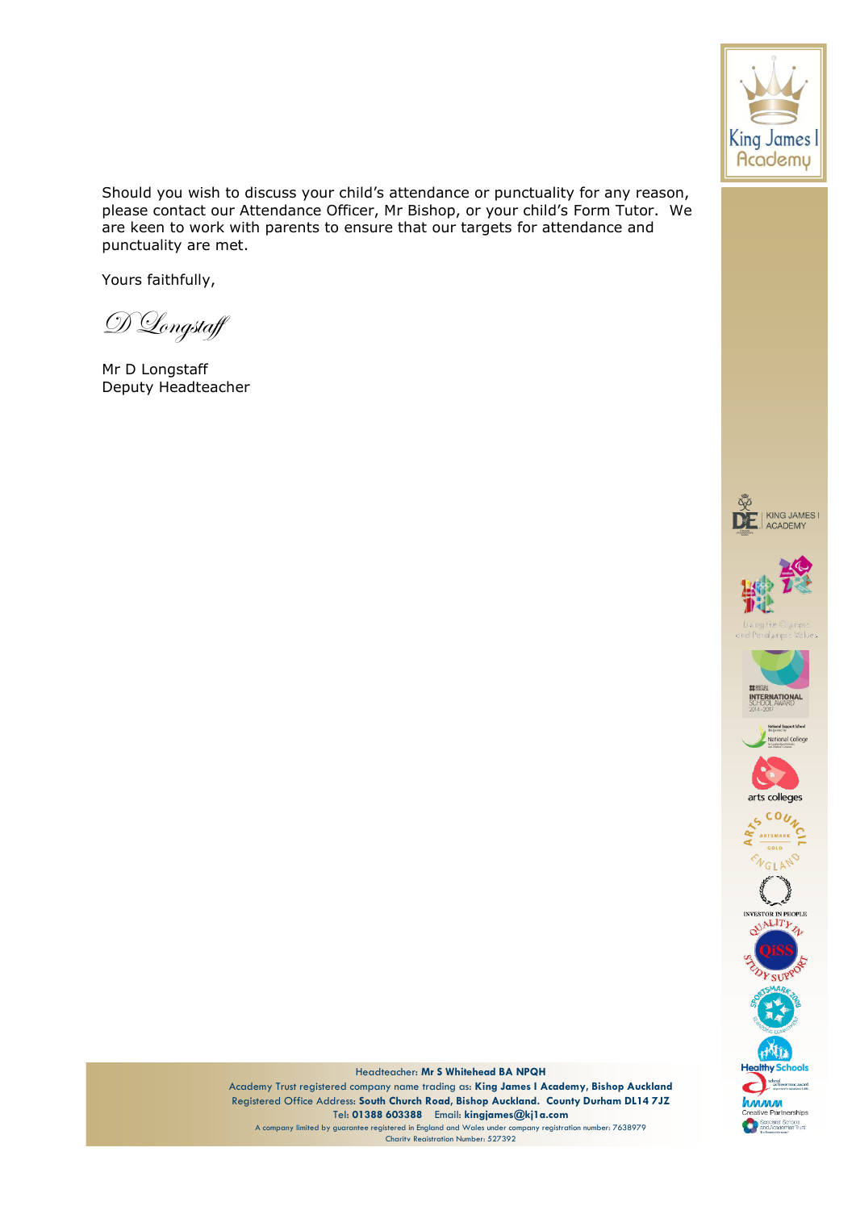Should you wish to discuss your child's attendance or punctuality for any reason, please contact our Attendance Officer, Mr Bishop, or your child's Form Tutor. We are keen to work with parents to ensure that our targets for attendance and punctuality are met.

Yours faithfully,

*D Longstaff*

Mr D Longstaff
Deputy Headteacher

Headteacher: **Mr S Whitehead BA NPQH**
Academy Trust registered company name trading as: **King James I Academy, Bishop Auckland**
Registered Office Address: **South Church Road, Bishop Auckland. County Durham DL14 7JZ**
Tel: **01388 603388** Email: **kingjames@kj1a.com**
A company limited by guarantee registered in England and Wales under company registration number: 7638979
Charity Registration Number: 527392